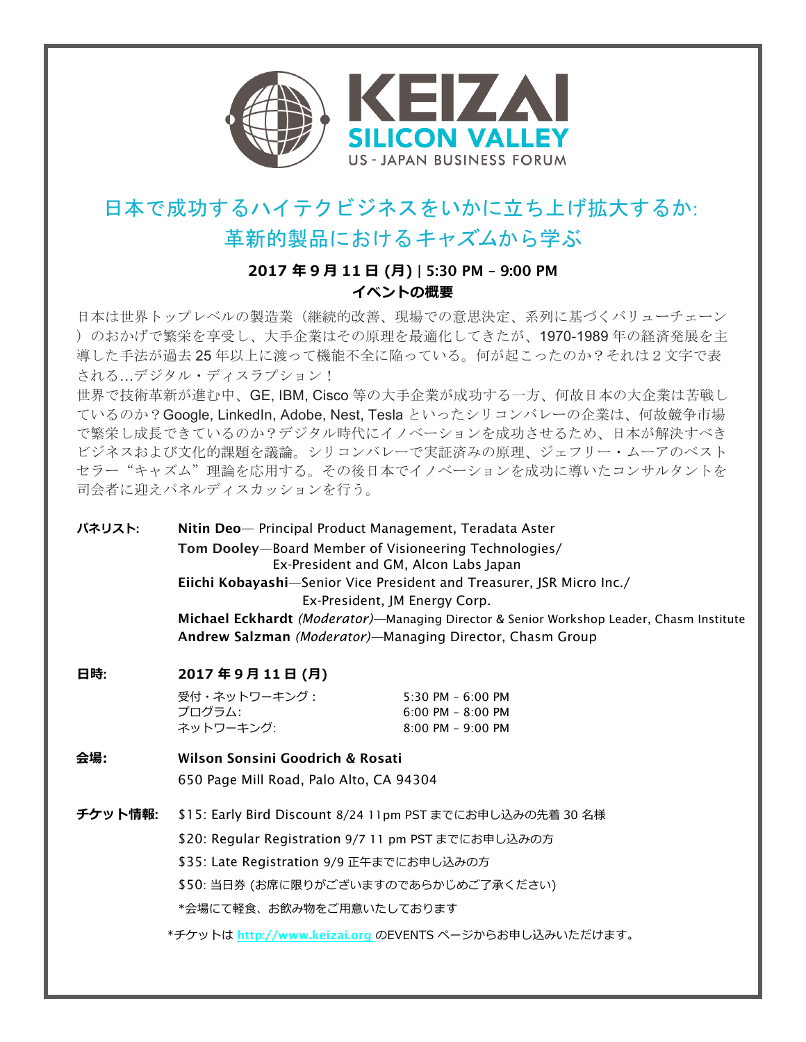KEIZAI SILICON VALLEY
US - JAPAN BUSINESS FORUM

# 日本で成功するハイテクビジネスをいかに立ち上げ拡大するか:
# 革新的製品におけるキャズムから学ぶ

**2017 年 9 月 11 日 (月) | 5:30 PM – 9:00 PM**

**イベントの概要**

日本は世界トップレベルの製造業（継続的改善、現場での意思決定、系列に基づくバリューチェーン）のおかげで繁栄を享受し、大手企業はその原理を最適化してきたが、1970-1989 年の経済発展を主導した手法が過去 25 年以上に渡って機能不全に陥っている。何が起こったのか？それは２文字で表される…デジタル・ディスラプション！

世界で技術革新が進む中、GE, IBM, Cisco 等の大手企業が成功する一方、何故日本の大企業は苦戦しているのか？Google, LinkedIn, Adobe, Nest, Tesla といったシリコンバレーの企業は、何故競争市場で繁栄し成長できているのか？デジタル時代にイノベーションを成功させるため、日本が解決すべきビジネスおよび文化的課題を議論。シリコンバレーで実証済みの原理、ジェフリー・ムーアのベストセラー“キャズム”理論を応用する。その後日本でイノベーションを成功に導いたコンサルタントを司会者に迎えパネルディスカッションを行う。

**パネリスト:**

**Nitin Deo**— Principal Product Management, Teradata Aster
**Tom Dooley**—Board Member of Visioneering Technologies/ Ex-President and GM, Alcon Labs Japan
**Eiichi Kobayashi**—Senior Vice President and Treasurer, JSR Micro Inc./ Ex-President, JM Energy Corp.
**Michael Eckhardt** *(Moderator)*—Managing Director & Senior Workshop Leader, Chasm Institute
**Andrew Salzman** *(Moderator)*—Managing Director, Chasm Group

**日時:** **2017 年 9 月 11 日 (月)**

| | |
|---|---|
| 受付・ネットワーキング : | 5:30 PM – 6:00 PM |
| プログラム: | 6:00 PM – 8:00 PM |
| ネットワーキング: | 8:00 PM – 9:00 PM |

**会場:** **Wilson Sonsini Goodrich & Rosati**
650 Page Mill Road, Palo Alto, CA 94304

**チケット情報:**

$15: Early Bird Discount 8/24 11pm PST までにお申し込みの先着 30 名様
$20: Regular Registration 9/7 11 pm PST までにお申し込みの方
$35: Late Registration 9/9 正午までにお申し込みの方
$50: 当日券 (お席に限りがございますのであらかじめご了承ください)
*会場にて軽食、お飲み物をご用意いたしております

*チケットは http://www.keizai.org のEVENTS ページからお申し込みいただけます。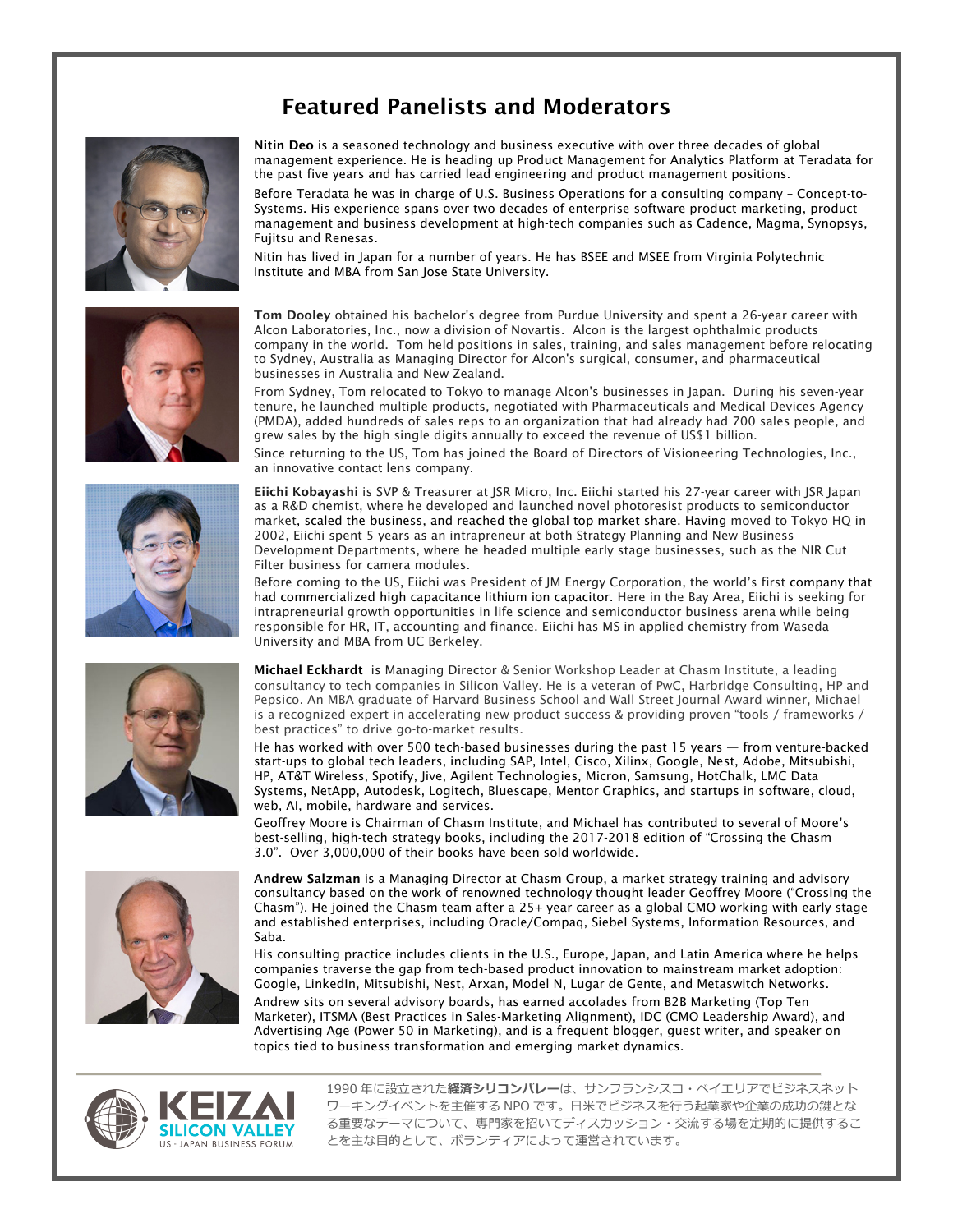# Featured Panelists and Moderators

**Nitin Deo** is a seasoned technology and business executive with over three decades of global management experience. He is heading up Product Management for Analytics Platform at Teradata for the past five years and has carried lead engineering and product management positions.

Before Teradata he was in charge of U.S. Business Operations for a consulting company – Concept-to-Systems. His experience spans over two decades of enterprise software product marketing, product management and business development at high-tech companies such as Cadence, Magma, Synopsys, Fujitsu and Renesas.

Nitin has lived in Japan for a number of years. He has BSEE and MSEE from Virginia Polytechnic Institute and MBA from San Jose State University.

**Tom Dooley** obtained his bachelor's degree from Purdue University and spent a 26-year career with Alcon Laboratories, Inc., now a division of Novartis. Alcon is the largest ophthalmic products company in the world. Tom held positions in sales, training, and sales management before relocating to Sydney, Australia as Managing Director for Alcon's surgical, consumer, and pharmaceutical businesses in Australia and New Zealand.

From Sydney, Tom relocated to Tokyo to manage Alcon's businesses in Japan. During his seven-year tenure, he launched multiple products, negotiated with Pharmaceuticals and Medical Devices Agency (PMDA), added hundreds of sales reps to an organization that had already had 700 sales people, and grew sales by the high single digits annually to exceed the revenue of US$1 billion.

Since returning to the US, Tom has joined the Board of Directors of Visioneering Technologies, Inc., an innovative contact lens company.

**Eiichi Kobayashi** is SVP & Treasurer at JSR Micro, Inc. Eiichi started his 27-year career with JSR Japan as a R&D chemist, where he developed and launched novel photoresist products to semiconductor market, scaled the business, and reached the global top market share. Having moved to Tokyo HQ in 2002, Eiichi spent 5 years as an intrapreneur at both Strategy Planning and New Business Development Departments, where he headed multiple early stage businesses, such as the NIR Cut Filter business for camera modules.

Before coming to the US, Eiichi was President of JM Energy Corporation, the world's first company that had commercialized high capacitance lithium ion capacitor. Here in the Bay Area, Eiichi is seeking for intrapreneurial growth opportunities in life science and semiconductor business arena while being responsible for HR, IT, accounting and finance. Eiichi has MS in applied chemistry from Waseda University and MBA from UC Berkeley.

**Michael Eckhardt** is Managing Director & Senior Workshop Leader at Chasm Institute, a leading consultancy to tech companies in Silicon Valley. He is a veteran of PwC, Harbridge Consulting, HP and Pepsico. An MBA graduate of Harvard Business School and Wall Street Journal Award winner, Michael is a recognized expert in accelerating new product success & providing proven "tools / frameworks / best practices" to drive go-to-market results.

He has worked with over 500 tech-based businesses during the past 15 years — from venture-backed start-ups to global tech leaders, including SAP, Intel, Cisco, Xilinx, Google, Nest, Adobe, Mitsubishi, HP, AT&T Wireless, Spotify, Jive, Agilent Technologies, Micron, Samsung, HotChalk, LMC Data Systems, NetApp, Autodesk, Logitech, Bluescape, Mentor Graphics, and startups in software, cloud, web, AI, mobile, hardware and services.

Geoffrey Moore is Chairman of Chasm Institute, and Michael has contributed to several of Moore's best-selling, high-tech strategy books, including the 2017-2018 edition of "Crossing the Chasm 3.0". Over 3,000,000 of their books have been sold worldwide.

**Andrew Salzman** is a Managing Director at Chasm Group, a market strategy training and advisory consultancy based on the work of renowned technology thought leader Geoffrey Moore ("Crossing the Chasm"). He joined the Chasm team after a 25+ year career as a global CMO working with early stage and established enterprises, including Oracle/Compaq, Siebel Systems, Information Resources, and Saba.

His consulting practice includes clients in the U.S., Europe, Japan, and Latin America where he helps companies traverse the gap from tech-based product innovation to mainstream market adoption: Google, LinkedIn, Mitsubishi, Nest, Arxan, Model N, Lugar de Gente, and Metaswitch Networks.

Andrew sits on several advisory boards, has earned accolades from B2B Marketing (Top Ten Marketer), ITSMA (Best Practices in Sales-Marketing Alignment), IDC (CMO Leadership Award), and Advertising Age (Power 50 in Marketing), and is a frequent blogger, guest writer, and speaker on topics tied to business transformation and emerging market dynamics.

KEIZAI SILICON VALLEY
US · JAPAN BUSINESS FORUM

1990 年に設立された**経済シリコンバレー**は、サンフランシスコ・ベイエリアでビジネスネットワーキングイベントを主催する NPO です。日米でビジネスを行う起業家や企業の成功の鍵となる重要なテーマについて、専門家を招いてディスカッション・交流する場を定期的に提供することを主な目的として、ボランティアによって運営されています。